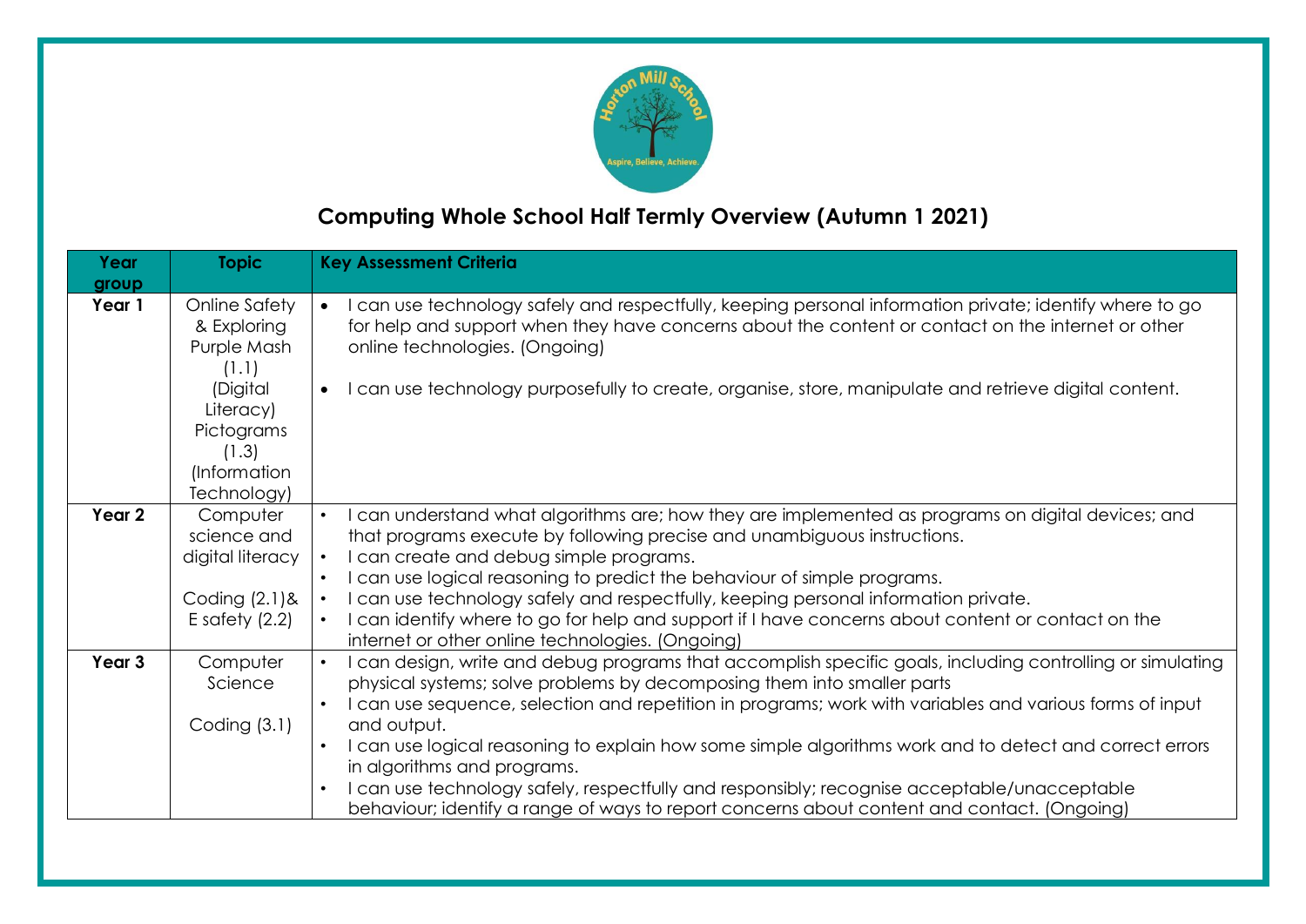# Computing Whole School Half Termly Overview (Autumn 1 2021)

| Year group | Topic | Key Assessment Criteria |
| --- | --- | --- |
| **Year 1** | Online Safety & Exploring Purple Mash (1.1) (Digital Literacy) Pictograms (1.3) (Information Technology) | • I can use technology safely and respectfully, keeping personal information private; identify where to go for help and support when they have concerns about the content or contact on the internet or other online technologies. (Ongoing)<br>• I can use technology purposefully to create, organise, store, manipulate and retrieve digital content. |
| **Year 2** | Computer science and digital literacy<br><br>Coding (2.1)& E safety (2.2) | • I can understand what algorithms are; how they are implemented as programs on digital devices; and that programs execute by following precise and unambiguous instructions.<br>• I can create and debug simple programs.<br>• I can use logical reasoning to predict the behaviour of simple programs.<br>• I can use technology safely and respectfully, keeping personal information private.<br>• I can identify where to go for help and support if I have concerns about content or contact on the internet or other online technologies. (Ongoing) |
| **Year 3** | Computer Science<br><br>Coding (3.1) | • I can design, write and debug programs that accomplish specific goals, including controlling or simulating physical systems; solve problems by decomposing them into smaller parts<br>• I can use sequence, selection and repetition in programs; work with variables and various forms of input and output.<br>• I can use logical reasoning to explain how some simple algorithms work and to detect and correct errors in algorithms and programs.<br>• I can use technology safely, respectfully and responsibly; recognise acceptable/unacceptable behaviour; identify a range of ways to report concerns about content and contact. (Ongoing) |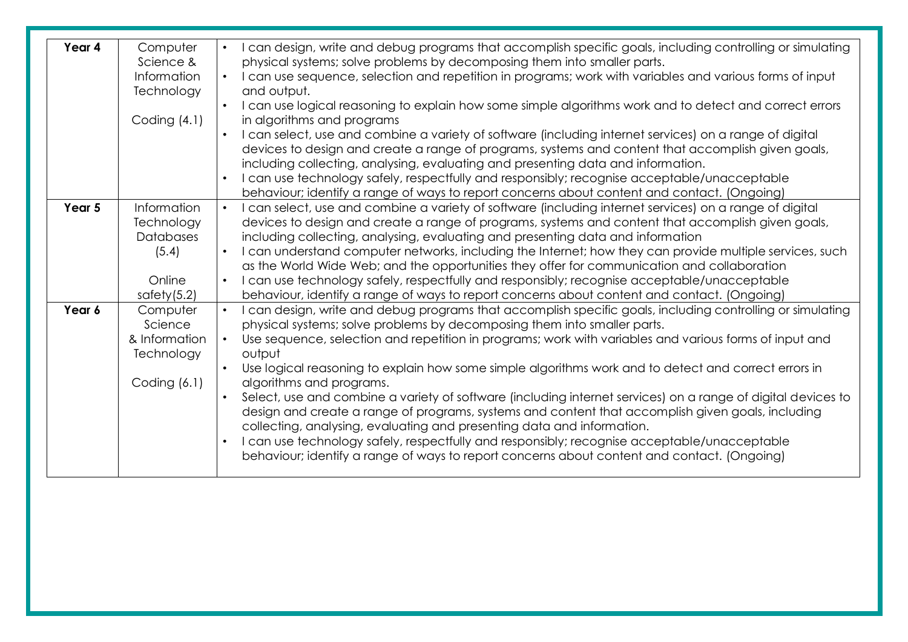| Year 4 | Computer Science & Information Technology<br><br>Coding (4.1) | • I can design, write and debug programs that accomplish specific goals, including controlling or simulating physical systems; solve problems by decomposing them into smaller parts.<br>• I can use sequence, selection and repetition in programs; work with variables and various forms of input and output.<br>• I can use logical reasoning to explain how some simple algorithms work and to detect and correct errors in algorithms and programs<br>• I can select, use and combine a variety of software (including internet services) on a range of digital devices to design and create a range of programs, systems and content that accomplish given goals, including collecting, analysing, evaluating and presenting data and information.<br>• I can use technology safely, respectfully and responsibly; recognise acceptable/unacceptable behaviour; identify a range of ways to report concerns about content and contact. (Ongoing) |
|---|---|---|
| **Year 5** | Information Technology Databases (5.4)<br><br>Online safety(5.2) | • I can select, use and combine a variety of software (including internet services) on a range of digital devices to design and create a range of programs, systems and content that accomplish given goals, including collecting, analysing, evaluating and presenting data and information<br>• I can understand computer networks, including the Internet; how they can provide multiple services, such as the World Wide Web; and the opportunities they offer for communication and collaboration<br>• I can use technology safely, respectfully and responsibly; recognise acceptable/unacceptable behaviour, identify a range of ways to report concerns about content and contact. (Ongoing) |
| **Year 6** | Computer Science & Information Technology<br><br>Coding (6.1) | • I can design, write and debug programs that accomplish specific goals, including controlling or simulating physical systems; solve problems by decomposing them into smaller parts.<br>• Use sequence, selection and repetition in programs; work with variables and various forms of input and output<br>• Use logical reasoning to explain how some simple algorithms work and to detect and correct errors in algorithms and programs.<br>• Select, use and combine a variety of software (including internet services) on a range of digital devices to design and create a range of programs, systems and content that accomplish given goals, including collecting, analysing, evaluating and presenting data and information.<br>• I can use technology safely, respectfully and responsibly; recognise acceptable/unacceptable behaviour; identify a range of ways to report concerns about content and contact. (Ongoing) |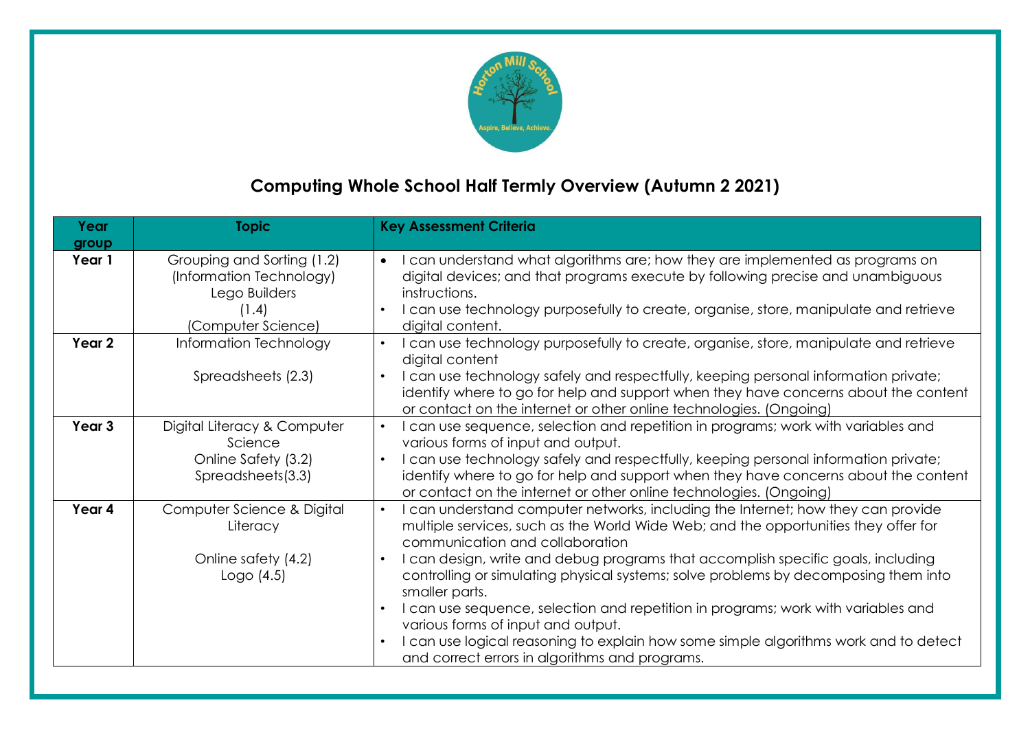# Computing Whole School Half Termly Overview (Autumn 2 2021)

| Year group | Topic | Key Assessment Criteria |
|---|---|---|
| **Year 1** | Grouping and Sorting (1.2) (Information Technology) Lego Builders (1.4) (Computer Science) | • I can understand what algorithms are; how they are implemented as programs on digital devices; and that programs execute by following precise and unambiguous instructions. <br> • I can use technology purposefully to create, organise, store, manipulate and retrieve digital content. |
| **Year 2** | Information Technology <br><br> Spreadsheets (2.3) | • I can use technology purposefully to create, organise, store, manipulate and retrieve digital content <br> • I can use technology safely and respectfully, keeping personal information private; identify where to go for help and support when they have concerns about the content or contact on the internet or other online technologies. (Ongoing) |
| **Year 3** | Digital Literacy & Computer Science <br> Online Safety (3.2) <br> Spreadsheets(3.3) | • I can use sequence, selection and repetition in programs; work with variables and various forms of input and output. <br> • I can use technology safely and respectfully, keeping personal information private; identify where to go for help and support when they have concerns about the content or contact on the internet or other online technologies. (Ongoing) |
| **Year 4** | Computer Science & Digital Literacy <br><br> Online safety (4.2) <br> Logo (4.5) | • I can understand computer networks, including the Internet; how they can provide multiple services, such as the World Wide Web; and the opportunities they offer for communication and collaboration <br> • I can design, write and debug programs that accomplish specific goals, including controlling or simulating physical systems; solve problems by decomposing them into smaller parts. <br> • I can use sequence, selection and repetition in programs; work with variables and various forms of input and output. <br> • I can use logical reasoning to explain how some simple algorithms work and to detect and correct errors in algorithms and programs. |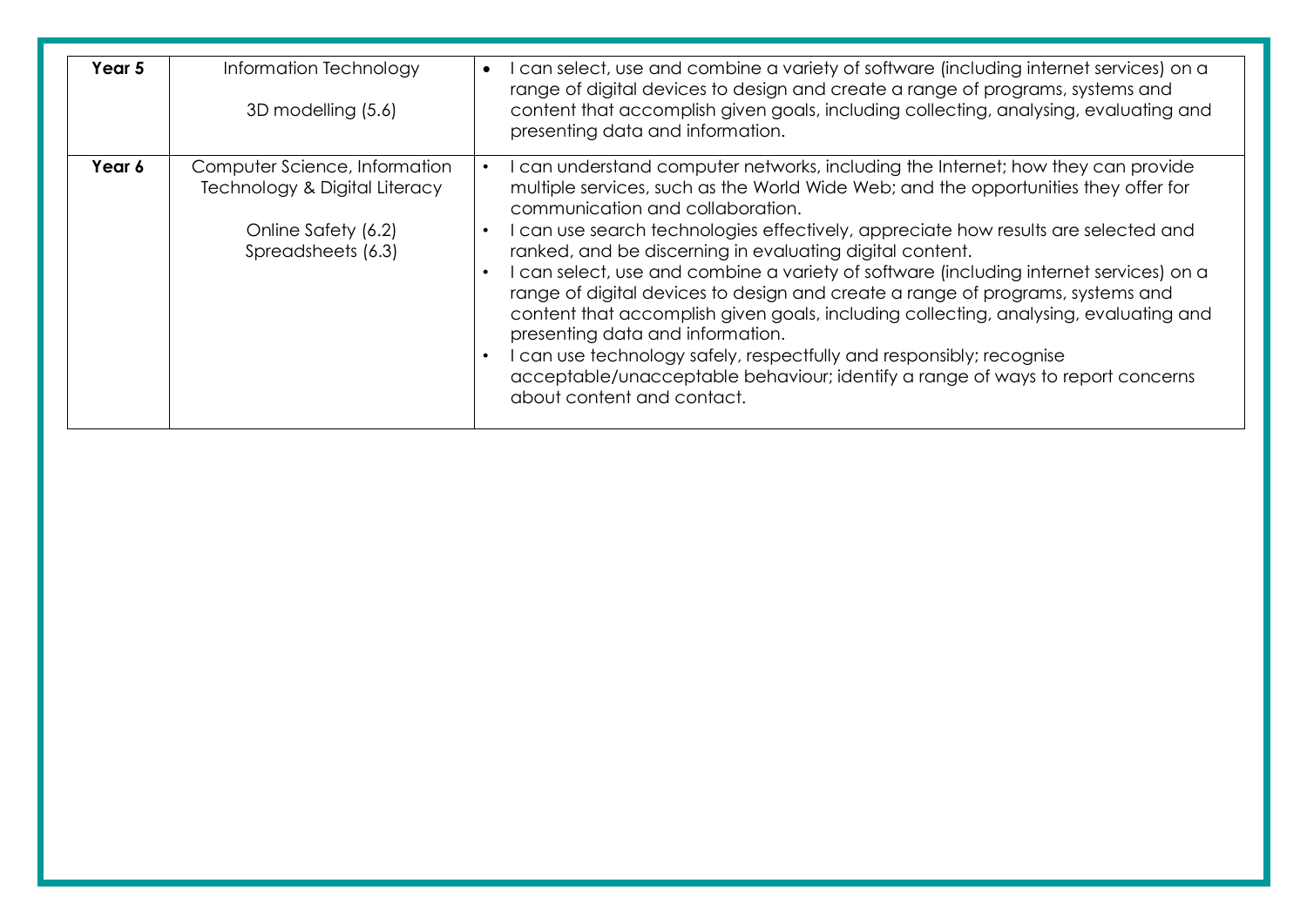| **Year 5** | Information Technology<br><br>3D modelling (5.6) | • I can select, use and combine a variety of software (including internet services) on a range of digital devices to design and create a range of programs, systems and content that accomplish given goals, including collecting, analysing, evaluating and presenting data and information. |
|---|---|---|
| **Year 6** | Computer Science, Information Technology & Digital Literacy<br><br>Online Safety (6.2)<br>Spreadsheets (6.3) | • I can understand computer networks, including the Internet; how they can provide multiple services, such as the World Wide Web; and the opportunities they offer for communication and collaboration.<br>• I can use search technologies effectively, appreciate how results are selected and ranked, and be discerning in evaluating digital content.<br>• I can select, use and combine a variety of software (including internet services) on a range of digital devices to design and create a range of programs, systems and content that accomplish given goals, including collecting, analysing, evaluating and presenting data and information.<br>• I can use technology safely, respectfully and responsibly; recognise acceptable/unacceptable behaviour; identify a range of ways to report concerns about content and contact. |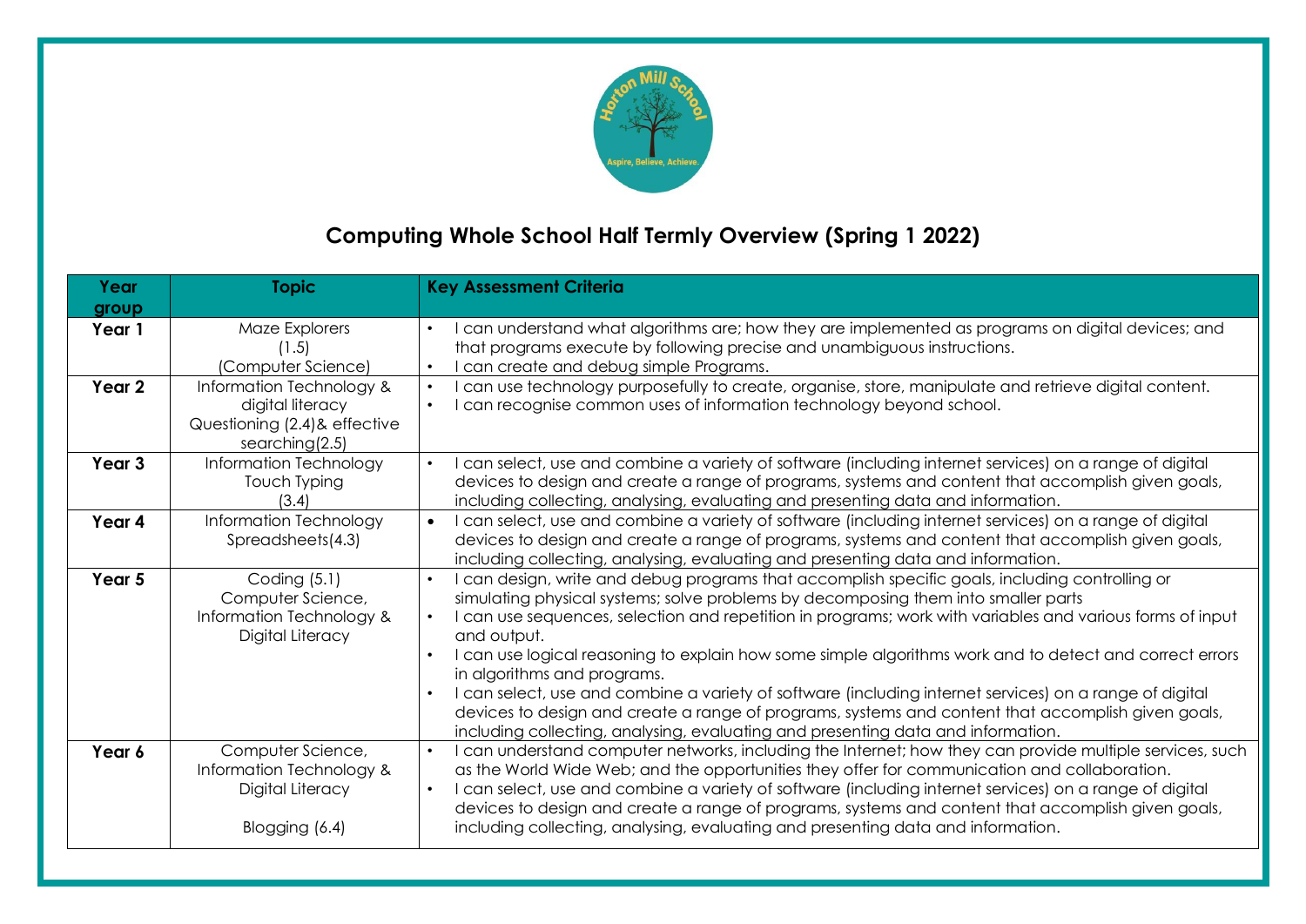# Computing Whole School Half Termly Overview (Spring 1 2022)

| Year group | Topic | Key Assessment Criteria |
|---|---|---|
| **Year 1** | Maze Explorers (1.5) (Computer Science) | • I can understand what algorithms are; how they are implemented as programs on digital devices; and that programs execute by following precise and unambiguous instructions.<br>• I can create and debug simple Programs. |
| **Year 2** | Information Technology & digital literacy Questioning (2.4)& effective searching(2.5) | • I can use technology purposefully to create, organise, store, manipulate and retrieve digital content.<br>• I can recognise common uses of information technology beyond school. |
| **Year 3** | Information Technology Touch Typing (3.4) | • I can select, use and combine a variety of software (including internet services) on a range of digital devices to design and create a range of programs, systems and content that accomplish given goals, including collecting, analysing, evaluating and presenting data and information. |
| **Year 4** | Information Technology Spreadsheets(4.3) | • I can select, use and combine a variety of software (including internet services) on a range of digital devices to design and create a range of programs, systems and content that accomplish given goals, including collecting, analysing, evaluating and presenting data and information. |
| **Year 5** | Coding (5.1) Computer Science, Information Technology & Digital Literacy | • I can design, write and debug programs that accomplish specific goals, including controlling or simulating physical systems; solve problems by decomposing them into smaller parts<br>• I can use sequences, selection and repetition in programs; work with variables and various forms of input and output.<br>• I can use logical reasoning to explain how some simple algorithms work and to detect and correct errors in algorithms and programs.<br>• I can select, use and combine a variety of software (including internet services) on a range of digital devices to design and create a range of programs, systems and content that accomplish given goals, including collecting, analysing, evaluating and presenting data and information. |
| **Year 6** | Computer Science, Information Technology & Digital Literacy<br><br>Blogging (6.4) | • I can understand computer networks, including the Internet; how they can provide multiple services, such as the World Wide Web; and the opportunities they offer for communication and collaboration.<br>• I can select, use and combine a variety of software (including internet services) on a range of digital devices to design and create a range of programs, systems and content that accomplish given goals, including collecting, analysing, evaluating and presenting data and information. |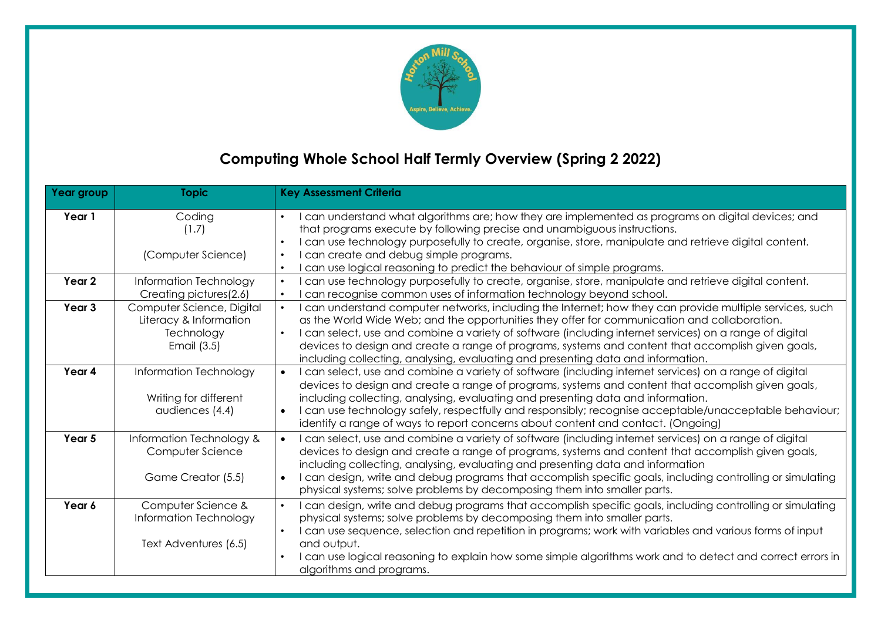## Computing Whole School Half Termly Overview (Spring 2 2022)

| Year group | Topic | Key Assessment Criteria |
| --- | --- | --- |
| **Year 1** | Coding (1.7) (Computer Science) | • I can understand what algorithms are; how they are implemented as programs on digital devices; and that programs execute by following precise and unambiguous instructions. • I can use technology purposefully to create, organise, store, manipulate and retrieve digital content. • I can create and debug simple programs. • I can use logical reasoning to predict the behaviour of simple programs. |
| **Year 2** | Information Technology Creating pictures(2.6) | • I can use technology purposefully to create, organise, store, manipulate and retrieve digital content. • I can recognise common uses of information technology beyond school. |
| **Year 3** | Computer Science, Digital Literacy & Information Technology Email (3.5) | • I can understand computer networks, including the Internet; how they can provide multiple services, such as the World Wide Web; and the opportunities they offer for communication and collaboration. • I can select, use and combine a variety of software (including internet services) on a range of digital devices to design and create a range of programs, systems and content that accomplish given goals, including collecting, analysing, evaluating and presenting data and information. |
| **Year 4** | Information Technology Writing for different audiences (4.4) | • I can select, use and combine a variety of software (including internet services) on a range of digital devices to design and create a range of programs, systems and content that accomplish given goals, including collecting, analysing, evaluating and presenting data and information. • I can use technology safely, respectfully and responsibly; recognise acceptable/unacceptable behaviour; identify a range of ways to report concerns about content and contact. (Ongoing) |
| **Year 5** | Information Technology & Computer Science Game Creator (5.5) | • I can select, use and combine a variety of software (including internet services) on a range of digital devices to design and create a range of programs, systems and content that accomplish given goals, including collecting, analysing, evaluating and presenting data and information • I can design, write and debug programs that accomplish specific goals, including controlling or simulating physical systems; solve problems by decomposing them into smaller parts. |
| **Year 6** | Computer Science & Information Technology Text Adventures (6.5) | • I can design, write and debug programs that accomplish specific goals, including controlling or simulating physical systems; solve problems by decomposing them into smaller parts. • I can use sequence, selection and repetition in programs; work with variables and various forms of input and output. • I can use logical reasoning to explain how some simple algorithms work and to detect and correct errors in algorithms and programs. |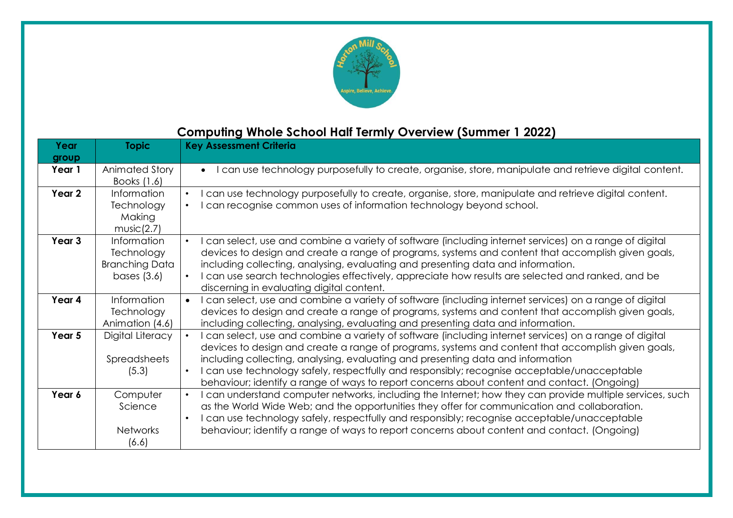# Computing Whole School Half Termly Overview (Summer 1 2022)

| Year group | Topic | Key Assessment Criteria |
| --- | --- | --- |
| **Year 1** | Animated Story Books (1.6) | • I can use technology purposefully to create, organise, store, manipulate and retrieve digital content. |
| **Year 2** | Information Technology Making music(2.7) | • I can use technology purposefully to create, organise, store, manipulate and retrieve digital content.<br>• I can recognise common uses of information technology beyond school. |
| **Year 3** | Information Technology Branching Data bases (3.6) | • I can select, use and combine a variety of software (including internet services) on a range of digital devices to design and create a range of programs, systems and content that accomplish given goals, including collecting, analysing, evaluating and presenting data and information.<br>• I can use search technologies effectively, appreciate how results are selected and ranked, and be discerning in evaluating digital content. |
| **Year 4** | Information Technology Animation (4.6) | • I can select, use and combine a variety of software (including internet services) on a range of digital devices to design and create a range of programs, systems and content that accomplish given goals, including collecting, analysing, evaluating and presenting data and information. |
| **Year 5** | Digital Literacy<br><br>Spreadsheets (5.3) | • I can select, use and combine a variety of software (including internet services) on a range of digital devices to design and create a range of programs, systems and content that accomplish given goals, including collecting, analysing, evaluating and presenting data and information<br>• I can use technology safely, respectfully and responsibly; recognise acceptable/unacceptable behaviour; identify a range of ways to report concerns about content and contact. (Ongoing) |
| **Year 6** | Computer Science<br><br>Networks (6.6) | • I can understand computer networks, including the Internet; how they can provide multiple services, such as the World Wide Web; and the opportunities they offer for communication and collaboration.<br>• I can use technology safely, respectfully and responsibly; recognise acceptable/unacceptable behaviour; identify a range of ways to report concerns about content and contact. (Ongoing) |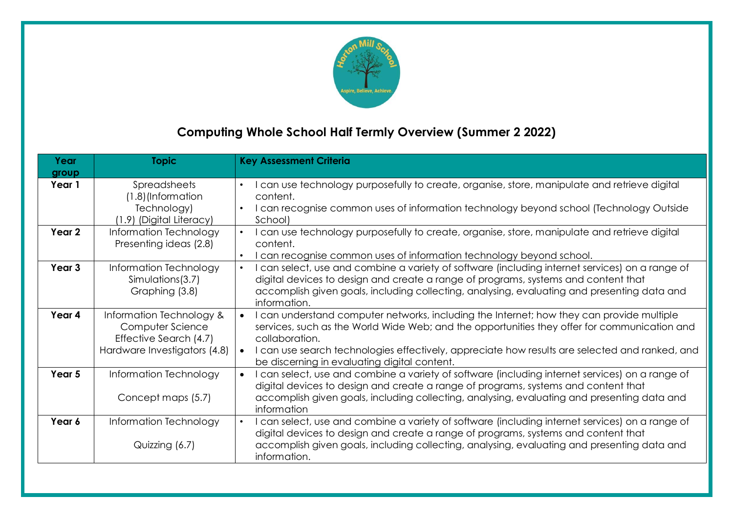## Computing Whole School Half Termly Overview (Summer 2 2022)

| Year group | Topic | Key Assessment Criteria |
|---|---|---|
| **Year 1** | Spreadsheets (1.8)(Information Technology) (1.9) (Digital Literacy) | • I can use technology purposefully to create, organise, store, manipulate and retrieve digital content.<br>• I can recognise common uses of information technology beyond school (Technology Outside School) |
| **Year 2** | Information Technology Presenting ideas (2.8) | • I can use technology purposefully to create, organise, store, manipulate and retrieve digital content.<br>• I can recognise common uses of information technology beyond school. |
| **Year 3** | Information Technology Simulations(3.7) Graphing (3.8) | • I can select, use and combine a variety of software (including internet services) on a range of digital devices to design and create a range of programs, systems and content that accomplish given goals, including collecting, analysing, evaluating and presenting data and information. |
| **Year 4** | Information Technology & Computer Science Effective Search (4.7) Hardware Investigators (4.8) | • I can understand computer networks, including the Internet; how they can provide multiple services, such as the World Wide Web; and the opportunities they offer for communication and collaboration.<br>• I can use search technologies effectively, appreciate how results are selected and ranked, and be discerning in evaluating digital content. |
| **Year 5** | Information Technology<br><br>Concept maps (5.7) | • I can select, use and combine a variety of software (including internet services) on a range of digital devices to design and create a range of programs, systems and content that accomplish given goals, including collecting, analysing, evaluating and presenting data and information |
| **Year 6** | Information Technology<br><br>Quizzing (6.7) | • I can select, use and combine a variety of software (including internet services) on a range of digital devices to design and create a range of programs, systems and content that accomplish given goals, including collecting, analysing, evaluating and presenting data and information. |